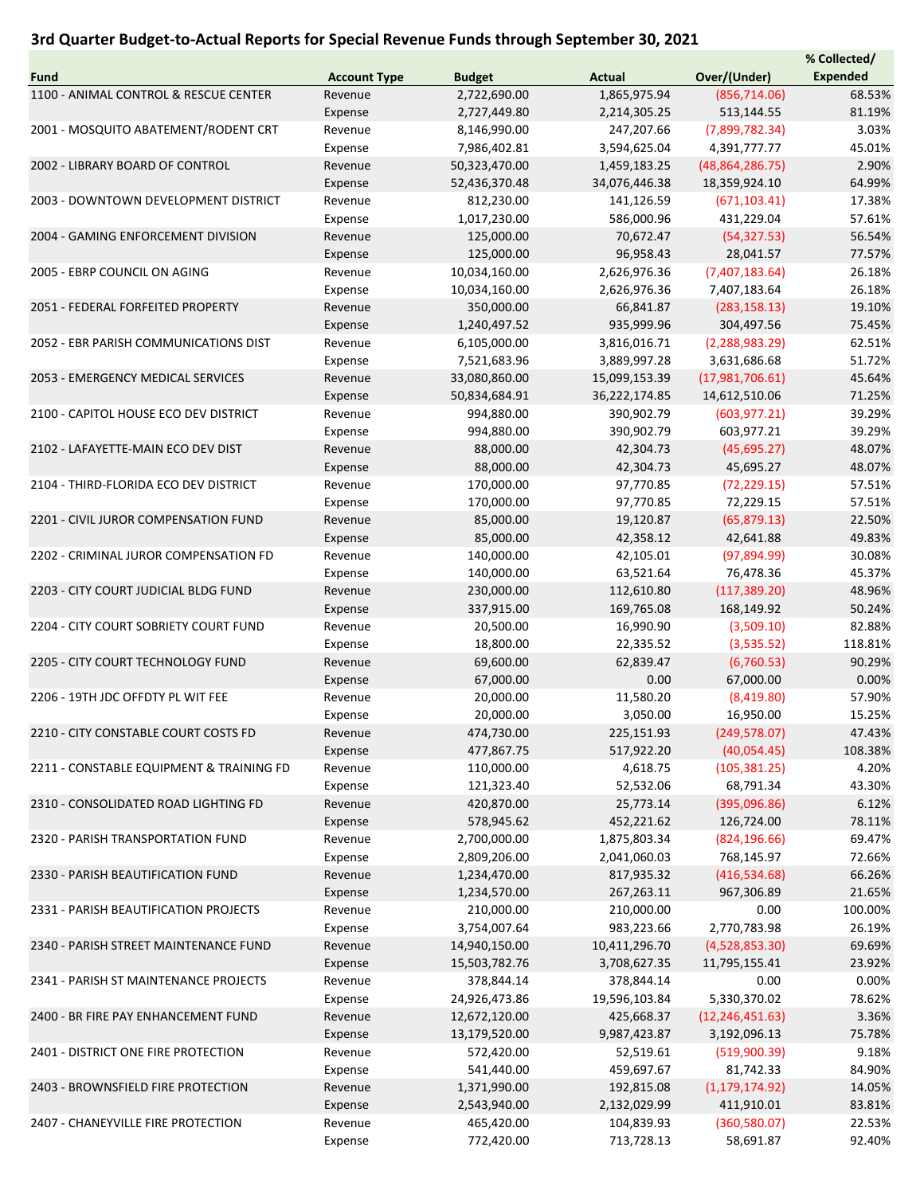# 3rd Quarter Budget-to-Actual Reports for Special Revenue Funds through September 30, 2021

| Fund | Account Type | Budget | Actual | Over/(Under) | % Collected/ Expended |
|---|---|---|---|---|---|
| 1100 - ANIMAL CONTROL & RESCUE CENTER | Revenue | 2,722,690.00 | 1,865,975.94 | (856,714.06) | 68.53% |
| | Expense | 2,727,449.80 | 2,214,305.25 | 513,144.55 | 81.19% |
| 2001 - MOSQUITO ABATEMENT/RODENT CRT | Revenue | 8,146,990.00 | 247,207.66 | (7,899,782.34) | 3.03% |
| | Expense | 7,986,402.81 | 3,594,625.04 | 4,391,777.77 | 45.01% |
| 2002 - LIBRARY BOARD OF CONTROL | Revenue | 50,323,470.00 | 1,459,183.25 | (48,864,286.75) | 2.90% |
| | Expense | 52,436,370.48 | 34,076,446.38 | 18,359,924.10 | 64.99% |
| 2003 - DOWNTOWN DEVELOPMENT DISTRICT | Revenue | 812,230.00 | 141,126.59 | (671,103.41) | 17.38% |
| | Expense | 1,017,230.00 | 586,000.96 | 431,229.04 | 57.61% |
| 2004 - GAMING ENFORCEMENT DIVISION | Revenue | 125,000.00 | 70,672.47 | (54,327.53) | 56.54% |
| | Expense | 125,000.00 | 96,958.43 | 28,041.57 | 77.57% |
| 2005 - EBRP COUNCIL ON AGING | Revenue | 10,034,160.00 | 2,626,976.36 | (7,407,183.64) | 26.18% |
| | Expense | 10,034,160.00 | 2,626,976.36 | 7,407,183.64 | 26.18% |
| 2051 - FEDERAL FORFEITED PROPERTY | Revenue | 350,000.00 | 66,841.87 | (283,158.13) | 19.10% |
| | Expense | 1,240,497.52 | 935,999.96 | 304,497.56 | 75.45% |
| 2052 - EBR PARISH COMMUNICATIONS DIST | Revenue | 6,105,000.00 | 3,816,016.71 | (2,288,983.29) | 62.51% |
| | Expense | 7,521,683.96 | 3,889,997.28 | 3,631,686.68 | 51.72% |
| 2053 - EMERGENCY MEDICAL SERVICES | Revenue | 33,080,860.00 | 15,099,153.39 | (17,981,706.61) | 45.64% |
| | Expense | 50,834,684.91 | 36,222,174.85 | 14,612,510.06 | 71.25% |
| 2100 - CAPITOL HOUSE ECO DEV DISTRICT | Revenue | 994,880.00 | 390,902.79 | (603,977.21) | 39.29% |
| | Expense | 994,880.00 | 390,902.79 | 603,977.21 | 39.29% |
| 2102 - LAFAYETTE-MAIN ECO DEV DIST | Revenue | 88,000.00 | 42,304.73 | (45,695.27) | 48.07% |
| | Expense | 88,000.00 | 42,304.73 | 45,695.27 | 48.07% |
| 2104 - THIRD-FLORIDA ECO DEV DISTRICT | Revenue | 170,000.00 | 97,770.85 | (72,229.15) | 57.51% |
| | Expense | 170,000.00 | 97,770.85 | 72,229.15 | 57.51% |
| 2201 - CIVIL JUROR COMPENSATION FUND | Revenue | 85,000.00 | 19,120.87 | (65,879.13) | 22.50% |
| | Expense | 85,000.00 | 42,358.12 | 42,641.88 | 49.83% |
| 2202 - CRIMINAL JUROR COMPENSATION FD | Revenue | 140,000.00 | 42,105.01 | (97,894.99) | 30.08% |
| | Expense | 140,000.00 | 63,521.64 | 76,478.36 | 45.37% |
| 2203 - CITY COURT JUDICIAL BLDG FUND | Revenue | 230,000.00 | 112,610.80 | (117,389.20) | 48.96% |
| | Expense | 337,915.00 | 169,765.08 | 168,149.92 | 50.24% |
| 2204 - CITY COURT SOBRIETY COURT FUND | Revenue | 20,500.00 | 16,990.90 | (3,509.10) | 82.88% |
| | Expense | 18,800.00 | 22,335.52 | (3,535.52) | 118.81% |
| 2205 - CITY COURT TECHNOLOGY FUND | Revenue | 69,600.00 | 62,839.47 | (6,760.53) | 90.29% |
| | Expense | 67,000.00 | 0.00 | 67,000.00 | 0.00% |
| 2206 - 19TH JDC OFFDTY PL WIT FEE | Revenue | 20,000.00 | 11,580.20 | (8,419.80) | 57.90% |
| | Expense | 20,000.00 | 3,050.00 | 16,950.00 | 15.25% |
| 2210 - CITY CONSTABLE COURT COSTS FD | Revenue | 474,730.00 | 225,151.93 | (249,578.07) | 47.43% |
| | Expense | 477,867.75 | 517,922.20 | (40,054.45) | 108.38% |
| 2211 - CONSTABLE EQUIPMENT & TRAINING FD | Revenue | 110,000.00 | 4,618.75 | (105,381.25) | 4.20% |
| | Expense | 121,323.40 | 52,532.06 | 68,791.34 | 43.30% |
| 2310 - CONSOLIDATED ROAD LIGHTING FD | Revenue | 420,870.00 | 25,773.14 | (395,096.86) | 6.12% |
| | Expense | 578,945.62 | 452,221.62 | 126,724.00 | 78.11% |
| 2320 - PARISH TRANSPORTATION FUND | Revenue | 2,700,000.00 | 1,875,803.34 | (824,196.66) | 69.47% |
| | Expense | 2,809,206.00 | 2,041,060.03 | 768,145.97 | 72.66% |
| 2330 - PARISH BEAUTIFICATION FUND | Revenue | 1,234,470.00 | 817,935.32 | (416,534.68) | 66.26% |
| | Expense | 1,234,570.00 | 267,263.11 | 967,306.89 | 21.65% |
| 2331 - PARISH BEAUTIFICATION PROJECTS | Revenue | 210,000.00 | 210,000.00 | 0.00 | 100.00% |
| | Expense | 3,754,007.64 | 983,223.66 | 2,770,783.98 | 26.19% |
| 2340 - PARISH STREET MAINTENANCE FUND | Revenue | 14,940,150.00 | 10,411,296.70 | (4,528,853.30) | 69.69% |
| | Expense | 15,503,782.76 | 3,708,627.35 | 11,795,155.41 | 23.92% |
| 2341 - PARISH ST MAINTENANCE PROJECTS | Revenue | 378,844.14 | 378,844.14 | 0.00 | 0.00% |
| | Expense | 24,926,473.86 | 19,596,103.84 | 5,330,370.02 | 78.62% |
| 2400 - BR FIRE PAY ENHANCEMENT FUND | Revenue | 12,672,120.00 | 425,668.37 | (12,246,451.63) | 3.36% |
| | Expense | 13,179,520.00 | 9,987,423.87 | 3,192,096.13 | 75.78% |
| 2401 - DISTRICT ONE FIRE PROTECTION | Revenue | 572,420.00 | 52,519.61 | (519,900.39) | 9.18% |
| | Expense | 541,440.00 | 459,697.67 | 81,742.33 | 84.90% |
| 2403 - BROWNSFIELD FIRE PROTECTION | Revenue | 1,371,990.00 | 192,815.08 | (1,179,174.92) | 14.05% |
| | Expense | 2,543,940.00 | 2,132,029.99 | 411,910.01 | 83.81% |
| 2407 - CHANEYVILLE FIRE PROTECTION | Revenue | 465,420.00 | 104,839.93 | (360,580.07) | 22.53% |
| | Expense | 772,420.00 | 713,728.13 | 58,691.87 | 92.40% |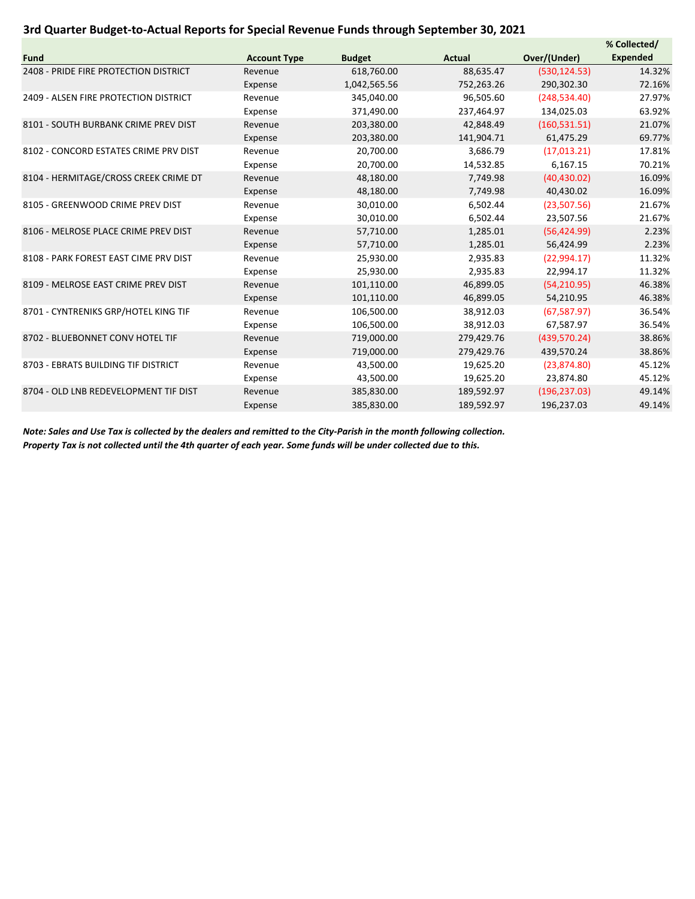# 3rd Quarter Budget-to-Actual Reports for Special Revenue Funds through September 30, 2021

| Fund | Account Type | Budget | Actual | Over/(Under) | % Collected/ Expended |
|---|---|---|---|---|---|
| 2408 - PRIDE FIRE PROTECTION DISTRICT | Revenue | 618,760.00 | 88,635.47 | (530,124.53) | 14.32% |
| | Expense | 1,042,565.56 | 752,263.26 | 290,302.30 | 72.16% |
| 2409 - ALSEN FIRE PROTECTION DISTRICT | Revenue | 345,040.00 | 96,505.60 | (248,534.40) | 27.97% |
| | Expense | 371,490.00 | 237,464.97 | 134,025.03 | 63.92% |
| 8101 - SOUTH BURBANK CRIME PREV DIST | Revenue | 203,380.00 | 42,848.49 | (160,531.51) | 21.07% |
| | Expense | 203,380.00 | 141,904.71 | 61,475.29 | 69.77% |
| 8102 - CONCORD ESTATES CRIME PRV DIST | Revenue | 20,700.00 | 3,686.79 | (17,013.21) | 17.81% |
| | Expense | 20,700.00 | 14,532.85 | 6,167.15 | 70.21% |
| 8104 - HERMITAGE/CROSS CREEK CRIME DT | Revenue | 48,180.00 | 7,749.98 | (40,430.02) | 16.09% |
| | Expense | 48,180.00 | 7,749.98 | 40,430.02 | 16.09% |
| 8105 - GREENWOOD CRIME PREV DIST | Revenue | 30,010.00 | 6,502.44 | (23,507.56) | 21.67% |
| | Expense | 30,010.00 | 6,502.44 | 23,507.56 | 21.67% |
| 8106 - MELROSE PLACE CRIME PREV DIST | Revenue | 57,710.00 | 1,285.01 | (56,424.99) | 2.23% |
| | Expense | 57,710.00 | 1,285.01 | 56,424.99 | 2.23% |
| 8108 - PARK FOREST EAST CIME PRV DIST | Revenue | 25,930.00 | 2,935.83 | (22,994.17) | 11.32% |
| | Expense | 25,930.00 | 2,935.83 | 22,994.17 | 11.32% |
| 8109 - MELROSE EAST CRIME PREV DIST | Revenue | 101,110.00 | 46,899.05 | (54,210.95) | 46.38% |
| | Expense | 101,110.00 | 46,899.05 | 54,210.95 | 46.38% |
| 8701 - CYNTRENIKS GRP/HOTEL KING TIF | Revenue | 106,500.00 | 38,912.03 | (67,587.97) | 36.54% |
| | Expense | 106,500.00 | 38,912.03 | 67,587.97 | 36.54% |
| 8702 - BLUEBONNET CONV HOTEL TIF | Revenue | 719,000.00 | 279,429.76 | (439,570.24) | 38.86% |
| | Expense | 719,000.00 | 279,429.76 | 439,570.24 | 38.86% |
| 8703 - EBRATS BUILDING TIF DISTRICT | Revenue | 43,500.00 | 19,625.20 | (23,874.80) | 45.12% |
| | Expense | 43,500.00 | 19,625.20 | 23,874.80 | 45.12% |
| 8704 - OLD LNB REDEVELOPMENT TIF DIST | Revenue | 385,830.00 | 189,592.97 | (196,237.03) | 49.14% |
| | Expense | 385,830.00 | 189,592.97 | 196,237.03 | 49.14% |

***Note: Sales and Use Tax is collected by the dealers and remitted to the City-Parish in the month following collection. Property Tax is not collected until the 4th quarter of each year. Some funds will be under collected due to this.***